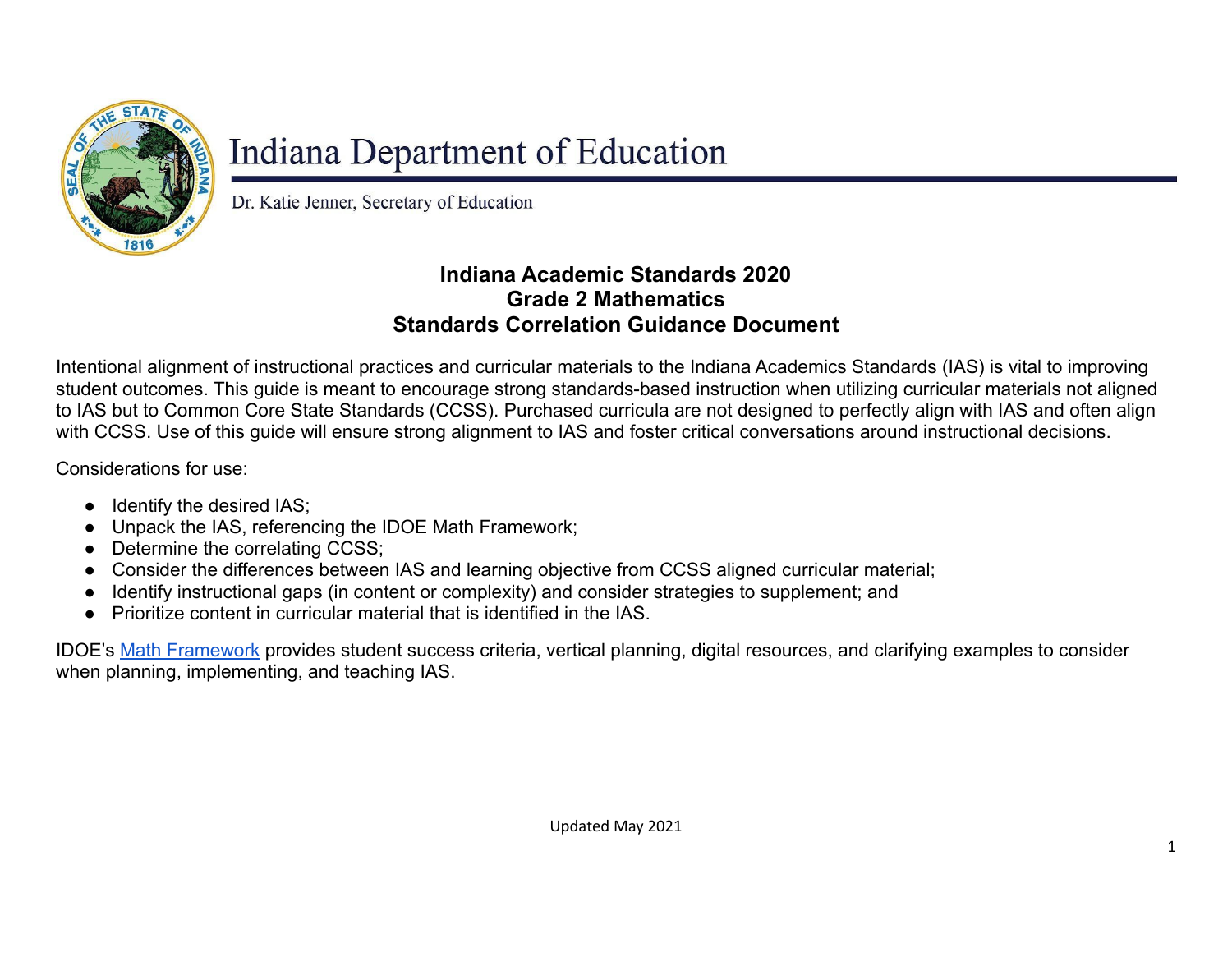# Indiana Department of Education

Dr. Katie Jenner, Secretary of Education

## Indiana Academic Standards 2020
## Grade 2 Mathematics
## Standards Correlation Guidance Document

Intentional alignment of instructional practices and curricular materials to the Indiana Academics Standards (IAS) is vital to improving student outcomes. This guide is meant to encourage strong standards-based instruction when utilizing curricular materials not aligned to IAS but to Common Core State Standards (CCSS). Purchased curricula are not designed to perfectly align with IAS and often align with CCSS. Use of this guide will ensure strong alignment to IAS and foster critical conversations around instructional decisions.

Considerations for use:

- Identify the desired IAS;
- Unpack the IAS, referencing the IDOE Math Framework;
- Determine the correlating CCSS;
- Consider the differences between IAS and learning objective from CCSS aligned curricular material;
- Identify instructional gaps (in content or complexity) and consider strategies to supplement; and
- Prioritize content in curricular material that is identified in the IAS.

IDOE's Math Framework provides student success criteria, vertical planning, digital resources, and clarifying examples to consider when planning, implementing, and teaching IAS.

Updated May 2021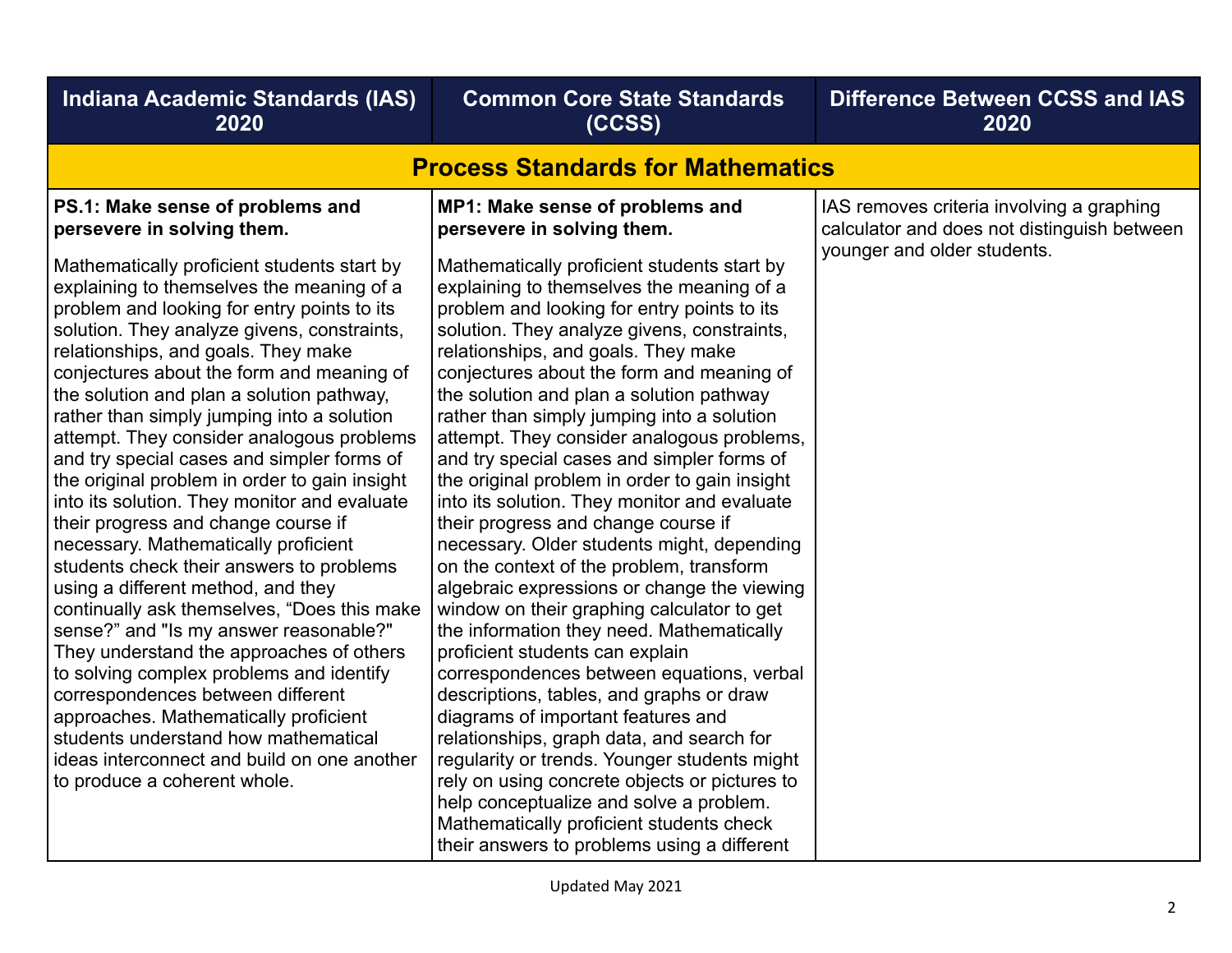| Indiana Academic Standards (IAS) 2020 | Common Core State Standards (CCSS) | Difference Between CCSS and IAS 2020 |
|---|---|---|
| **Process Standards for Mathematics** | | |
| **PS.1: Make sense of problems and persevere in solving them.** <br><br> Mathematically proficient students start by explaining to themselves the meaning of a problem and looking for entry points to its solution. They analyze givens, constraints, relationships, and goals. They make conjectures about the form and meaning of the solution and plan a solution pathway, rather than simply jumping into a solution attempt. They consider analogous problems and try special cases and simpler forms of the original problem in order to gain insight into its solution. They monitor and evaluate their progress and change course if necessary. Mathematically proficient students check their answers to problems using a different method, and they continually ask themselves, "Does this make sense?" and "Is my answer reasonable?" They understand the approaches of others to solving complex problems and identify correspondences between different approaches. Mathematically proficient students understand how mathematical ideas interconnect and build on one another to produce a coherent whole. | **MP1: Make sense of problems and persevere in solving them.** <br><br> Mathematically proficient students start by explaining to themselves the meaning of a problem and looking for entry points to its solution. They analyze givens, constraints, relationships, and goals. They make conjectures about the form and meaning of the solution and plan a solution pathway rather than simply jumping into a solution attempt. They consider analogous problems, and try special cases and simpler forms of the original problem in order to gain insight into its solution. They monitor and evaluate their progress and change course if necessary. Older students might, depending on the context of the problem, transform algebraic expressions or change the viewing window on their graphing calculator to get the information they need. Mathematically proficient students can explain correspondences between equations, verbal descriptions, tables, and graphs or draw diagrams of important features and relationships, graph data, and search for regularity or trends. Younger students might rely on using concrete objects or pictures to help conceptualize and solve a problem. Mathematically proficient students check their answers to problems using a different | IAS removes criteria involving a graphing calculator and does not distinguish between younger and older students. |

Updated May 2021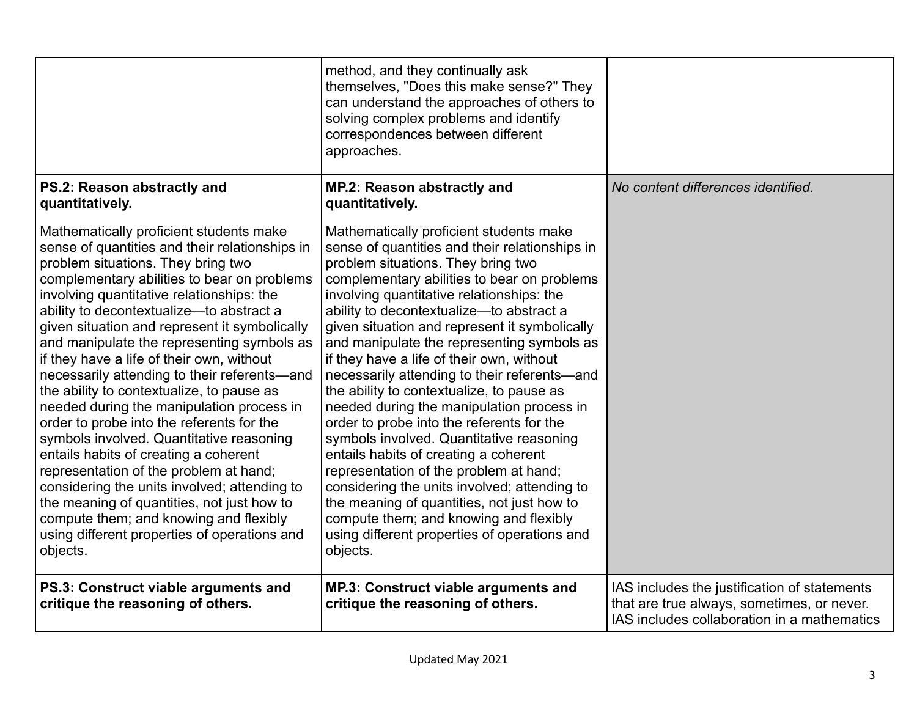| | | |
|---|---|---|
| | method, and they continually ask themselves, "Does this make sense?" They can understand the approaches of others to solving complex problems and identify correspondences between different approaches. | |
| **PS.2: Reason abstractly and quantitatively.**<br><br>Mathematically proficient students make sense of quantities and their relationships in problem situations. They bring two complementary abilities to bear on problems involving quantitative relationships: the ability to decontextualize—to abstract a given situation and represent it symbolically and manipulate the representing symbols as if they have a life of their own, without necessarily attending to their referents—and the ability to contextualize, to pause as needed during the manipulation process in order to probe into the referents for the symbols involved. Quantitative reasoning entails habits of creating a coherent representation of the problem at hand; considering the units involved; attending to the meaning of quantities, not just how to compute them; and knowing and flexibly using different properties of operations and objects. | **MP.2: Reason abstractly and quantitatively.**<br><br>Mathematically proficient students make sense of quantities and their relationships in problem situations. They bring two complementary abilities to bear on problems involving quantitative relationships: the ability to decontextualize—to abstract a given situation and represent it symbolically and manipulate the representing symbols as if they have a life of their own, without necessarily attending to their referents—and the ability to contextualize, to pause as needed during the manipulation process in order to probe into the referents for the symbols involved. Quantitative reasoning entails habits of creating a coherent representation of the problem at hand; considering the units involved; attending to the meaning of quantities, not just how to compute them; and knowing and flexibly using different properties of operations and objects. | *No content differences identified.* |
| **PS.3: Construct viable arguments and critique the reasoning of others.** | **MP.3: Construct viable arguments and critique the reasoning of others.** | IAS includes the justification of statements that are true always, sometimes, or never. IAS includes collaboration in a mathematics |

Updated May 2021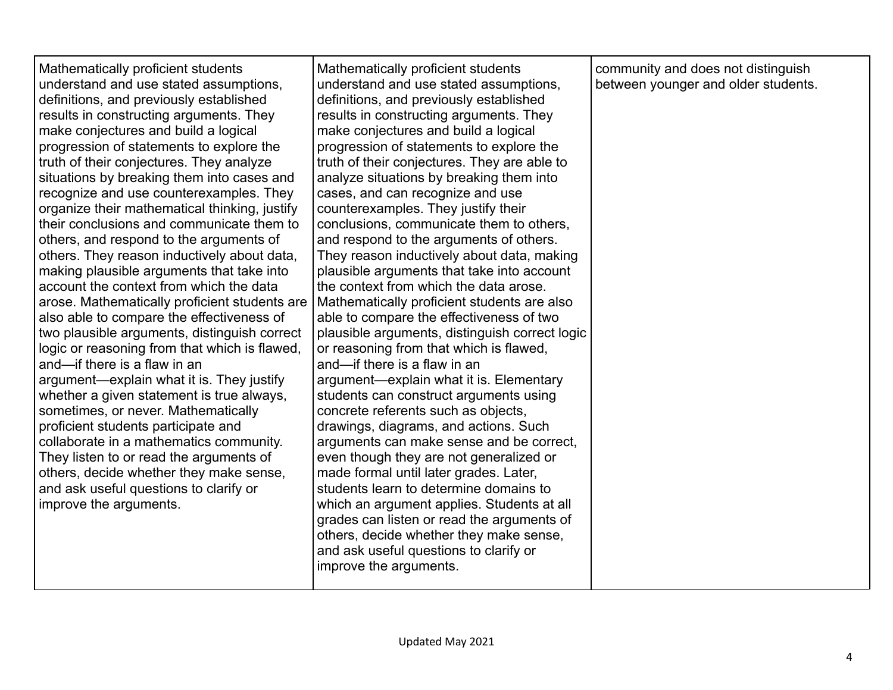| | | |
|---|---|---|
| Mathematically proficient students understand and use stated assumptions, definitions, and previously established results in constructing arguments. They make conjectures and build a logical progression of statements to explore the truth of their conjectures. They analyze situations by breaking them into cases and recognize and use counterexamples. They organize their mathematical thinking, justify their conclusions and communicate them to others, and respond to the arguments of others. They reason inductively about data, making plausible arguments that take into account the context from which the data arose. Mathematically proficient students are also able to compare the effectiveness of two plausible arguments, distinguish correct logic or reasoning from that which is flawed, and—if there is a flaw in an argument—explain what it is. They justify whether a given statement is true always, sometimes, or never. Mathematically proficient students participate and collaborate in a mathematics community. They listen to or read the arguments of others, decide whether they make sense, and ask useful questions to clarify or improve the arguments. | Mathematically proficient students understand and use stated assumptions, definitions, and previously established results in constructing arguments. They make conjectures and build a logical progression of statements to explore the truth of their conjectures. They are able to analyze situations by breaking them into cases, and can recognize and use counterexamples. They justify their conclusions, communicate them to others, and respond to the arguments of others. They reason inductively about data, making plausible arguments that take into account the context from which the data arose. Mathematically proficient students are also able to compare the effectiveness of two plausible arguments, distinguish correct logic or reasoning from that which is flawed, and—if there is a flaw in an argument—explain what it is. Elementary students can construct arguments using concrete referents such as objects, drawings, diagrams, and actions. Such arguments can make sense and be correct, even though they are not generalized or made formal until later grades. Later, students learn to determine domains to which an argument applies. Students at all grades can listen or read the arguments of others, decide whether they make sense, and ask useful questions to clarify or improve the arguments. | community and does not distinguish between younger and older students. |

Updated May 2021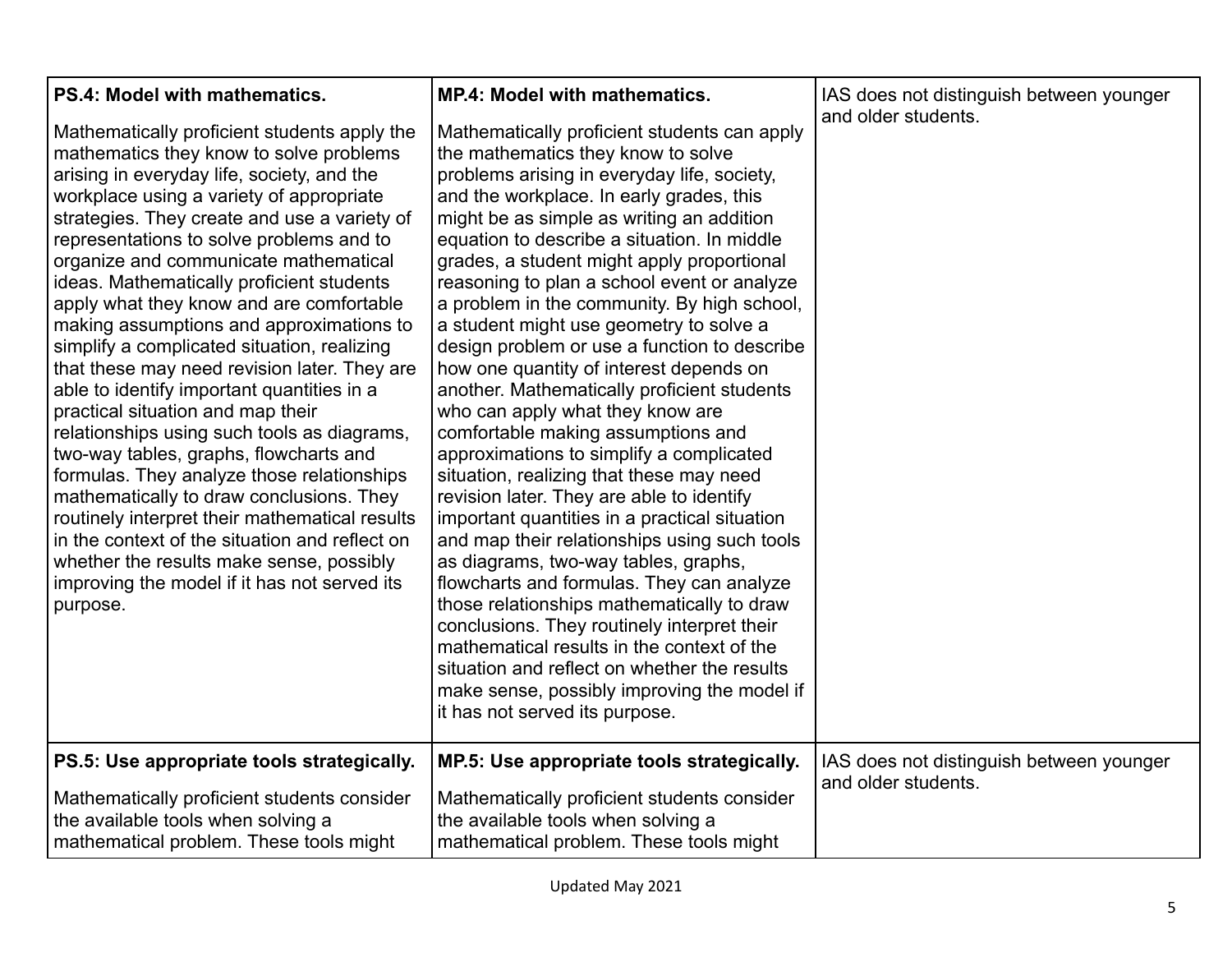| | | |
|---|---|---|
| **PS.4: Model with mathematics.**<br><br>Mathematically proficient students apply the mathematics they know to solve problems arising in everyday life, society, and the workplace using a variety of appropriate strategies. They create and use a variety of representations to solve problems and to organize and communicate mathematical ideas. Mathematically proficient students apply what they know and are comfortable making assumptions and approximations to simplify a complicated situation, realizing that these may need revision later. They are able to identify important quantities in a practical situation and map their relationships using such tools as diagrams, two-way tables, graphs, flowcharts and formulas. They analyze those relationships mathematically to draw conclusions. They routinely interpret their mathematical results in the context of the situation and reflect on whether the results make sense, possibly improving the model if it has not served its purpose. | **MP.4: Model with mathematics.**<br><br>Mathematically proficient students can apply the mathematics they know to solve problems arising in everyday life, society, and the workplace. In early grades, this might be as simple as writing an addition equation to describe a situation. In middle grades, a student might apply proportional reasoning to plan a school event or analyze a problem in the community. By high school, a student might use geometry to solve a design problem or use a function to describe how one quantity of interest depends on another. Mathematically proficient students who can apply what they know are comfortable making assumptions and approximations to simplify a complicated situation, realizing that these may need revision later. They are able to identify important quantities in a practical situation and map their relationships using such tools as diagrams, two-way tables, graphs, flowcharts and formulas. They can analyze those relationships mathematically to draw conclusions. They routinely interpret their mathematical results in the context of the situation and reflect on whether the results make sense, possibly improving the model if it has not served its purpose. | IAS does not distinguish between younger and older students. |
| **PS.5: Use appropriate tools strategically.**<br><br>Mathematically proficient students consider the available tools when solving a mathematical problem. These tools might | **MP.5: Use appropriate tools strategically.**<br><br>Mathematically proficient students consider the available tools when solving a mathematical problem. These tools might | IAS does not distinguish between younger and older students. |

Updated May 2021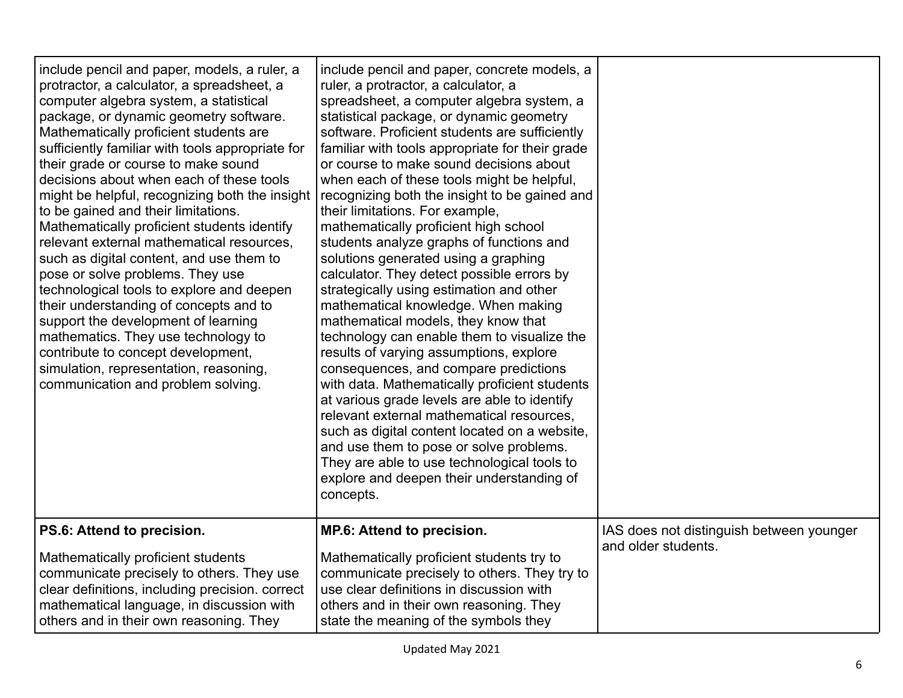| | | |
|---|---|---|
| include pencil and paper, models, a ruler, a protractor, a calculator, a spreadsheet, a computer algebra system, a statistical package, or dynamic geometry software. Mathematically proficient students are sufficiently familiar with tools appropriate for their grade or course to make sound decisions about when each of these tools might be helpful, recognizing both the insight to be gained and their limitations. Mathematically proficient students identify relevant external mathematical resources, such as digital content, and use them to pose or solve problems. They use technological tools to explore and deepen their understanding of concepts and to support the development of learning mathematics. They use technology to contribute to concept development, simulation, representation, reasoning, communication and problem solving. | include pencil and paper, concrete models, a ruler, a protractor, a calculator, a spreadsheet, a computer algebra system, a statistical package, or dynamic geometry software. Proficient students are sufficiently familiar with tools appropriate for their grade or course to make sound decisions about when each of these tools might be helpful, recognizing both the insight to be gained and their limitations. For example, mathematically proficient high school students analyze graphs of functions and solutions generated using a graphing calculator. They detect possible errors by strategically using estimation and other mathematical knowledge. When making mathematical models, they know that technology can enable them to visualize the results of varying assumptions, explore consequences, and compare predictions with data. Mathematically proficient students at various grade levels are able to identify relevant external mathematical resources, such as digital content located on a website, and use them to pose or solve problems. They are able to use technological tools to explore and deepen their understanding of concepts. | |
| **PS.6: Attend to precision.**<br><br>Mathematically proficient students communicate precisely to others. They use clear definitions, including precision. correct mathematical language, in discussion with others and in their own reasoning. They | **MP.6: Attend to precision.**<br><br>Mathematically proficient students try to communicate precisely to others. They try to use clear definitions in discussion with others and in their own reasoning. They state the meaning of the symbols they | IAS does not distinguish between younger and older students. |

Updated May 2021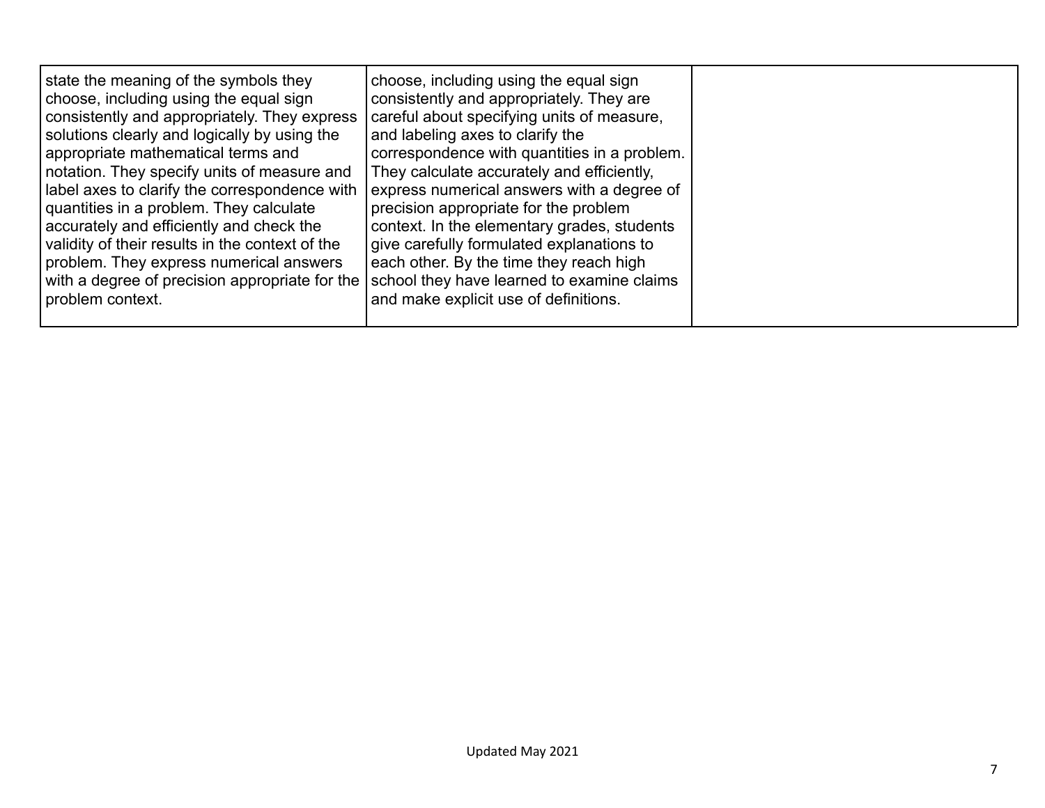| | | |
|---|---|---|
| state the meaning of the symbols they choose, including using the equal sign consistently and appropriately. They express solutions clearly and logically by using the appropriate mathematical terms and notation. They specify units of measure and label axes to clarify the correspondence with quantities in a problem. They calculate accurately and efficiently and check the validity of their results in the context of the problem. They express numerical answers with a degree of precision appropriate for the problem context. | choose, including using the equal sign consistently and appropriately. They are careful about specifying units of measure, and labeling axes to clarify the correspondence with quantities in a problem. They calculate accurately and efficiently, express numerical answers with a degree of precision appropriate for the problem context. In the elementary grades, students give carefully formulated explanations to each other. By the time they reach high school they have learned to examine claims and make explicit use of definitions. | |

Updated May 2021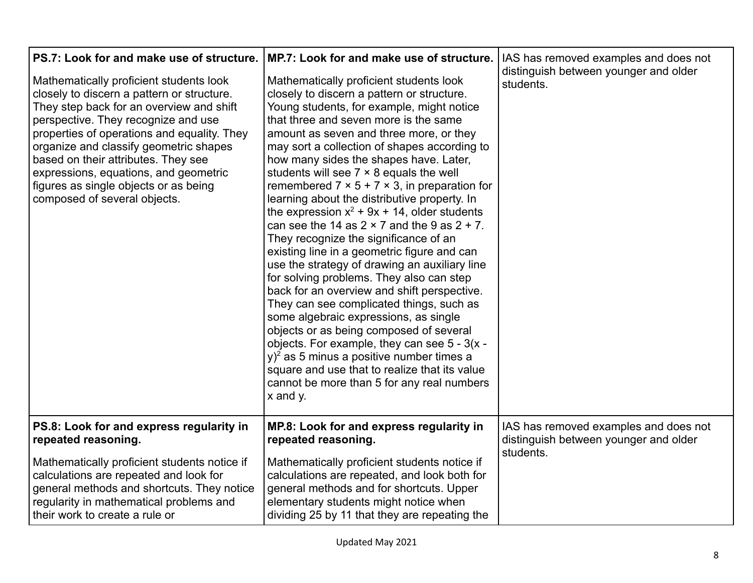| | | |
|---|---|---|
| **PS.7: Look for and make use of structure.** Mathematically proficient students look closely to discern a pattern or structure. They step back for an overview and shift perspective. They recognize and use properties of operations and equality. They organize and classify geometric shapes based on their attributes. They see expressions, equations, and geometric figures as single objects or as being composed of several objects. | **MP.7: Look for and make use of structure.** Mathematically proficient students look closely to discern a pattern or structure. Young students, for example, might notice that three and seven more is the same amount as seven and three more, or they may sort a collection of shapes according to how many sides the shapes have. Later, students will see $7 \times 8$ equals the well remembered $7 \times 5 + 7 \times 3$, in preparation for learning about the distributive property. In the expression $x^2 + 9x + 14$, older students can see the 14 as $2 \times 7$ and the 9 as $2 + 7$. They recognize the significance of an existing line in a geometric figure and can use the strategy of drawing an auxiliary line for solving problems. They also can step back for an overview and shift perspective. They can see complicated things, such as some algebraic expressions, as single objects or as being composed of several objects. For example, they can see $5 - 3(x - y)^2$ as 5 minus a positive number times a square and use that to realize that its value cannot be more than 5 for any real numbers x and y. | IAS has removed examples and does not distinguish between younger and older students. |
| **PS.8: Look for and express regularity in repeated reasoning.** Mathematically proficient students notice if calculations are repeated and look for general methods and shortcuts. They notice regularity in mathematical problems and their work to create a rule or | **MP.8: Look for and express regularity in repeated reasoning.** Mathematically proficient students notice if calculations are repeated, and look both for general methods and for shortcuts. Upper elementary students might notice when dividing 25 by 11 that they are repeating the | IAS has removed examples and does not distinguish between younger and older students. |

Updated May 2021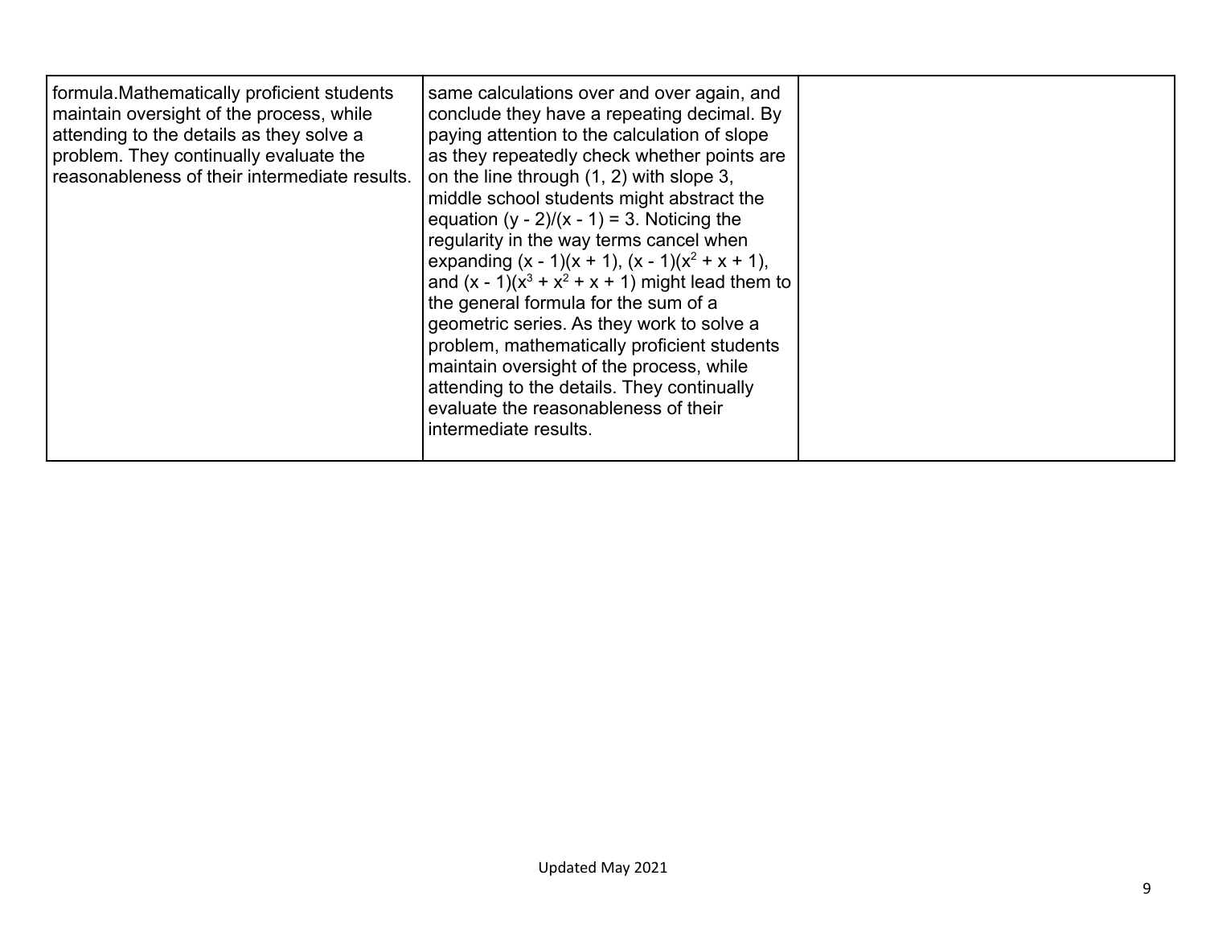| | | |
|---|---|---|
| formula.Mathematically proficient students maintain oversight of the process, while attending to the details as they solve a problem. They continually evaluate the reasonableness of their intermediate results. | same calculations over and over again, and conclude they have a repeating decimal. By paying attention to the calculation of slope as they repeatedly check whether points are on the line through (1, 2) with slope 3, middle school students might abstract the equation $(y - 2)/(x - 1) = 3$. Noticing the regularity in the way terms cancel when expanding $(x - 1)(x + 1)$, $(x - 1)(x^2 + x + 1)$, and $(x - 1)(x^3 + x^2 + x + 1)$ might lead them to the general formula for the sum of a geometric series. As they work to solve a problem, mathematically proficient students maintain oversight of the process, while attending to the details. They continually evaluate the reasonableness of their intermediate results. | |

Updated May 2021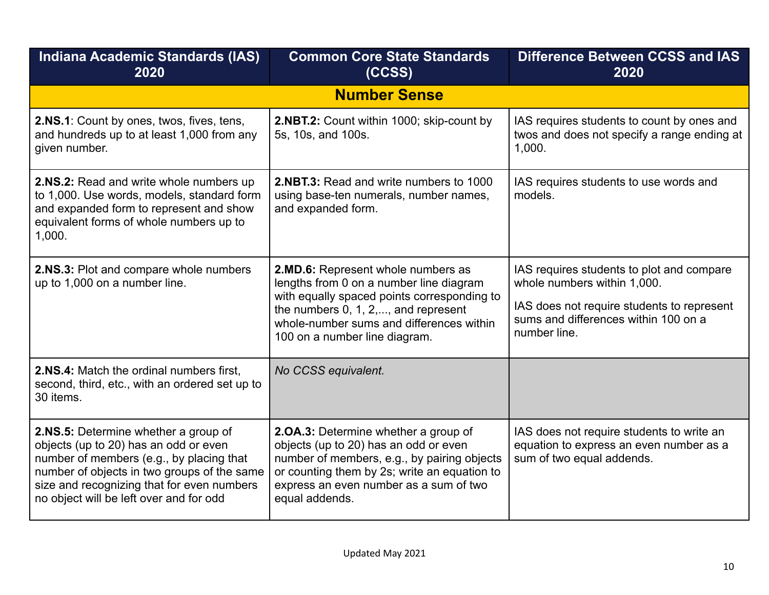| Indiana Academic Standards (IAS) 2020 | Common Core State Standards (CCSS) | Difference Between CCSS and IAS 2020 |
|---|---|---|
| **Number Sense** | | |
| **2.NS.1**: Count by ones, twos, fives, tens, and hundreds up to at least 1,000 from any given number. | **2.NBT.2:** Count within 1000; skip-count by 5s, 10s, and 100s. | IAS requires students to count by ones and twos and does not specify a range ending at 1,000. |
| **2.NS.2:** Read and write whole numbers up to 1,000. Use words, models, standard form and expanded form to represent and show equivalent forms of whole numbers up to 1,000. | **2.NBT.3:** Read and write numbers to 1000 using base-ten numerals, number names, and expanded form. | IAS requires students to use words and models. |
| **2.NS.3:** Plot and compare whole numbers up to 1,000 on a number line. | **2.MD.6:** Represent whole numbers as lengths from 0 on a number line diagram with equally spaced points corresponding to the numbers 0, 1, 2,..., and represent whole-number sums and differences within 100 on a number line diagram. | IAS requires students to plot and compare whole numbers within 1,000.<br><br>IAS does not require students to represent sums and differences within 100 on a number line. |
| **2.NS.4:** Match the ordinal numbers first, second, third, etc., with an ordered set up to 30 items. | *No CCSS equivalent.* | |
| **2.NS.5:** Determine whether a group of objects (up to 20) has an odd or even number of members (e.g., by placing that number of objects in two groups of the same size and recognizing that for even numbers no object will be left over and for odd | **2.OA.3:** Determine whether a group of objects (up to 20) has an odd or even number of members, e.g., by pairing objects or counting them by 2s; write an equation to express an even number as a sum of two equal addends. | IAS does not require students to write an equation to express an even number as a sum of two equal addends. |

Updated May 2021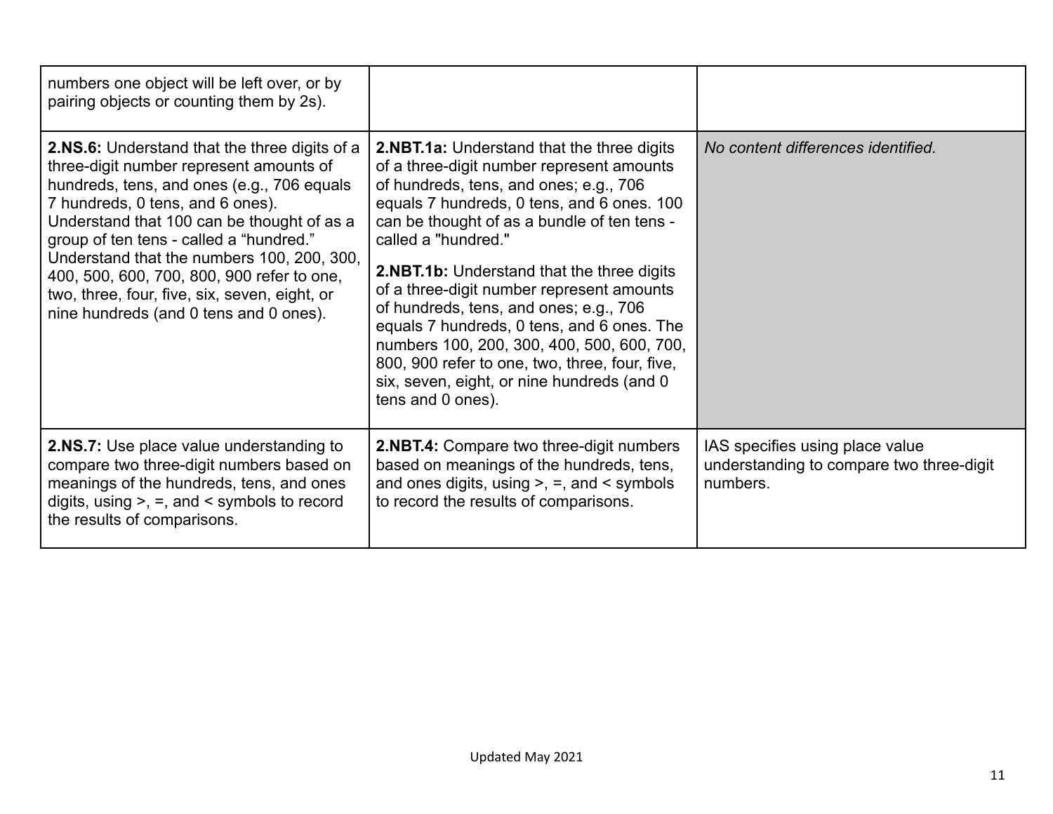| | | |
|---|---|---|
| numbers one object will be left over, or by pairing objects or counting them by 2s). | | |
| **2.NS.6:** Understand that the three digits of a three-digit number represent amounts of hundreds, tens, and ones (e.g., 706 equals 7 hundreds, 0 tens, and 6 ones). Understand that 100 can be thought of as a group of ten tens - called a "hundred." Understand that the numbers 100, 200, 300, 400, 500, 600, 700, 800, 900 refer to one, two, three, four, five, six, seven, eight, or nine hundreds (and 0 tens and 0 ones). | **2.NBT.1a:** Understand that the three digits of a three-digit number represent amounts of hundreds, tens, and ones; e.g., 706 equals 7 hundreds, 0 tens, and 6 ones. 100 can be thought of as a bundle of ten tens - called a "hundred." <br><br> **2.NBT.1b:** Understand that the three digits of a three-digit number represent amounts of hundreds, tens, and ones; e.g., 706 equals 7 hundreds, 0 tens, and 6 ones. The numbers 100, 200, 300, 400, 500, 600, 700, 800, 900 refer to one, two, three, four, five, six, seven, eight, or nine hundreds (and 0 tens and 0 ones). | *No content differences identified.* |
| **2.NS.7:** Use place value understanding to compare two three-digit numbers based on meanings of the hundreds, tens, and ones digits, using >, =, and < symbols to record the results of comparisons. | **2.NBT.4:** Compare two three-digit numbers based on meanings of the hundreds, tens, and ones digits, using >, =, and < symbols to record the results of comparisons. | IAS specifies using place value understanding to compare two three-digit numbers. |

Updated May 2021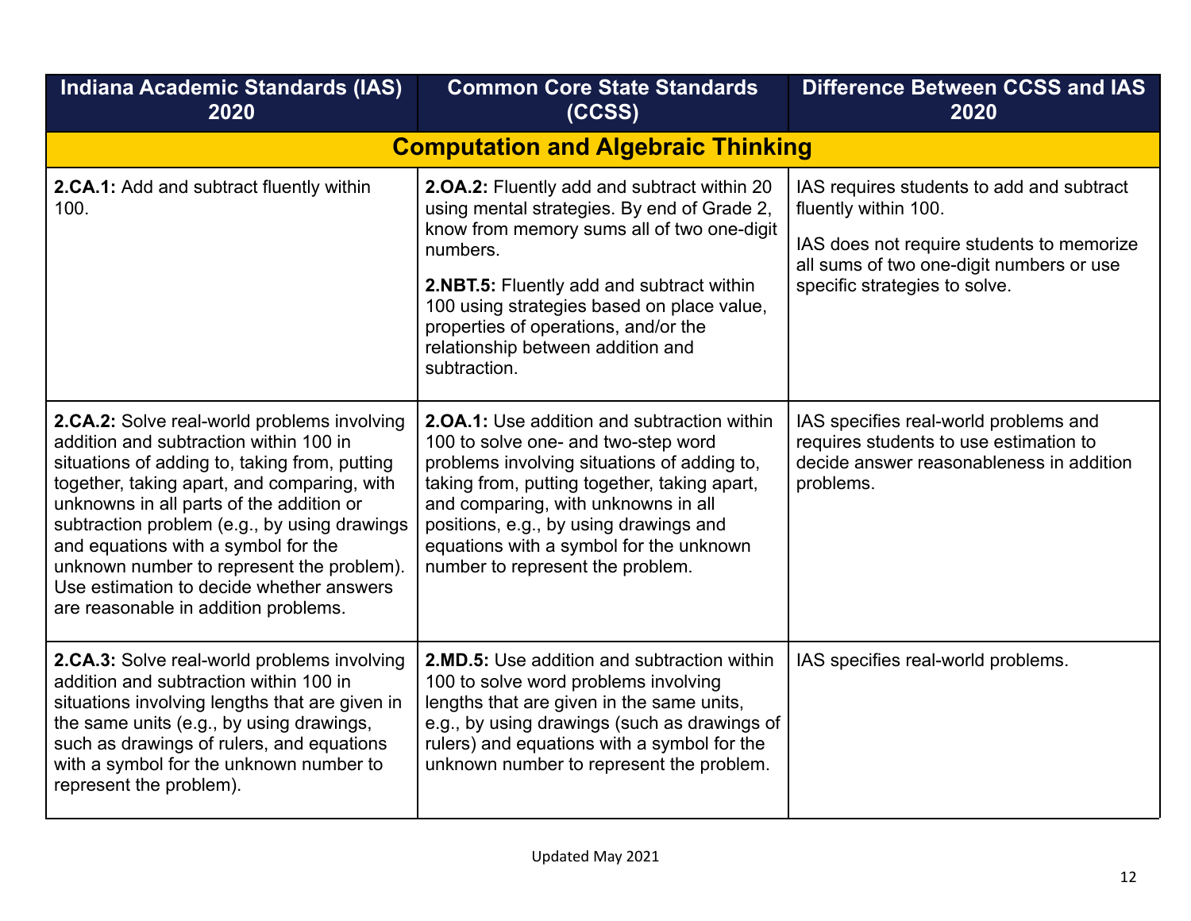| Indiana Academic Standards (IAS) 2020 | Common Core State Standards (CCSS) | Difference Between CCSS and IAS 2020 |
| --- | --- | --- |
| **Computation and Algebraic Thinking** | | |
| **2.CA.1:** Add and subtract fluently within 100. | **2.OA.2:** Fluently add and subtract within 20 using mental strategies. By end of Grade 2, know from memory sums all of two one-digit numbers.<br><br>**2.NBT.5:** Fluently add and subtract within 100 using strategies based on place value, properties of operations, and/or the relationship between addition and subtraction. | IAS requires students to add and subtract fluently within 100.<br><br>IAS does not require students to memorize all sums of two one-digit numbers or use specific strategies to solve. |
| **2.CA.2:** Solve real-world problems involving addition and subtraction within 100 in situations of adding to, taking from, putting together, taking apart, and comparing, with unknowns in all parts of the addition or subtraction problem (e.g., by using drawings and equations with a symbol for the unknown number to represent the problem). Use estimation to decide whether answers are reasonable in addition problems. | **2.OA.1:** Use addition and subtraction within 100 to solve one- and two-step word problems involving situations of adding to, taking from, putting together, taking apart, and comparing, with unknowns in all positions, e.g., by using drawings and equations with a symbol for the unknown number to represent the problem. | IAS specifies real-world problems and requires students to use estimation to decide answer reasonableness in addition problems. |
| **2.CA.3:** Solve real-world problems involving addition and subtraction within 100 in situations involving lengths that are given in the same units (e.g., by using drawings, such as drawings of rulers, and equations with a symbol for the unknown number to represent the problem). | **2.MD.5:** Use addition and subtraction within 100 to solve word problems involving lengths that are given in the same units, e.g., by using drawings (such as drawings of rulers) and equations with a symbol for the unknown number to represent the problem. | IAS specifies real-world problems. |

Updated May 2021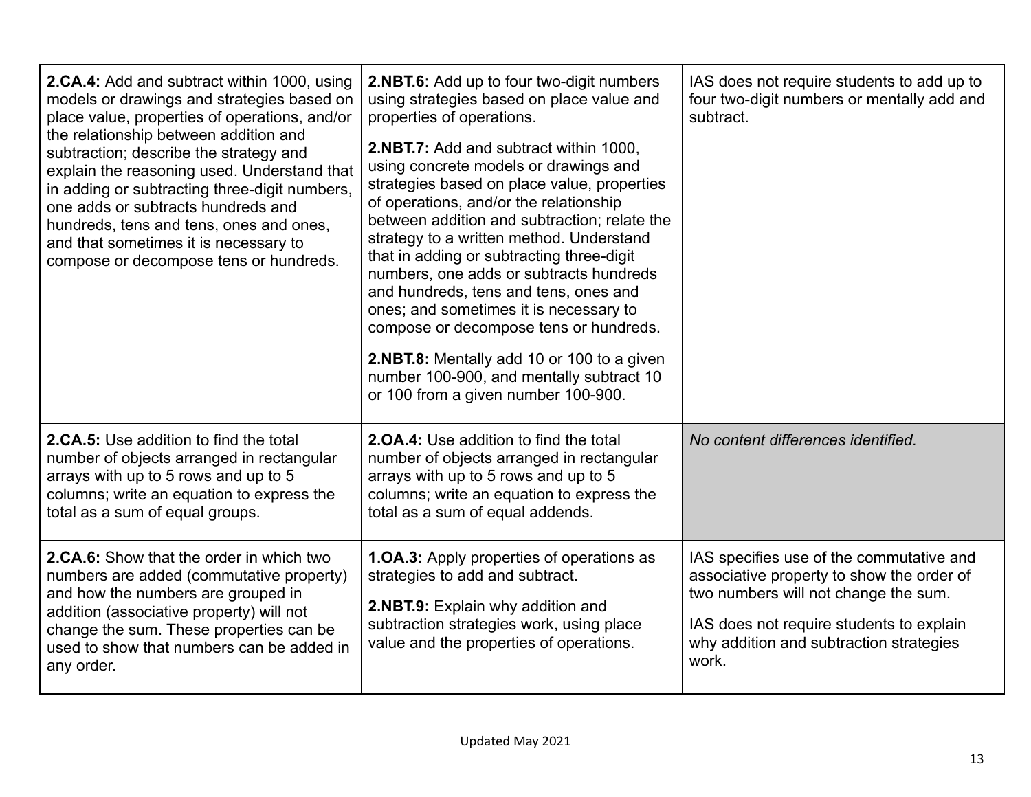| | | |
|---|---|---|
| **2.CA.4:** Add and subtract within 1000, using models or drawings and strategies based on place value, properties of operations, and/or the relationship between addition and subtraction; describe the strategy and explain the reasoning used. Understand that in adding or subtracting three-digit numbers, one adds or subtracts hundreds and hundreds, tens and tens, ones and ones, and that sometimes it is necessary to compose or decompose tens or hundreds. | **2.NBT.6:** Add up to four two-digit numbers using strategies based on place value and properties of operations.<br><br>**2.NBT.7:** Add and subtract within 1000, using concrete models or drawings and strategies based on place value, properties of operations, and/or the relationship between addition and subtraction; relate the strategy to a written method. Understand that in adding or subtracting three-digit numbers, one adds or subtracts hundreds and hundreds, tens and tens, ones and ones; and sometimes it is necessary to compose or decompose tens or hundreds.<br><br>**2.NBT.8:** Mentally add 10 or 100 to a given number 100-900, and mentally subtract 10 or 100 from a given number 100-900. | IAS does not require students to add up to four two-digit numbers or mentally add and subtract. |
| **2.CA.5:** Use addition to find the total number of objects arranged in rectangular arrays with up to 5 rows and up to 5 columns; write an equation to express the total as a sum of equal groups. | **2.OA.4:** Use addition to find the total number of objects arranged in rectangular arrays with up to 5 rows and up to 5 columns; write an equation to express the total as a sum of equal addends. | *No content differences identified.* |
| **2.CA.6:** Show that the order in which two numbers are added (commutative property) and how the numbers are grouped in addition (associative property) will not change the sum. These properties can be used to show that numbers can be added in any order. | **1.OA.3:** Apply properties of operations as strategies to add and subtract.<br><br>**2.NBT.9:** Explain why addition and subtraction strategies work, using place value and the properties of operations. | IAS specifies use of the commutative and associative property to show the order of two numbers will not change the sum.<br><br>IAS does not require students to explain why addition and subtraction strategies work. |

Updated May 2021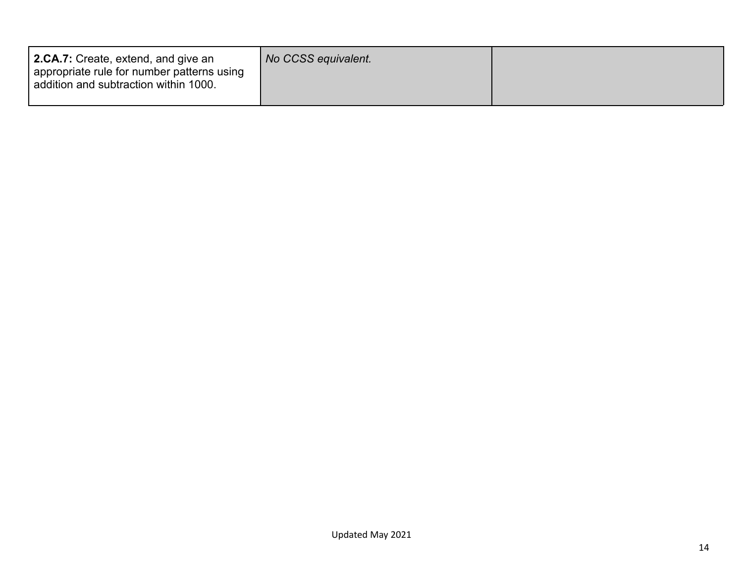| | | |
|---|---|---|
| **2.CA.7:** Create, extend, and give an appropriate rule for number patterns using addition and subtraction within 1000. | *No CCSS equivalent.* | |

Updated May 2021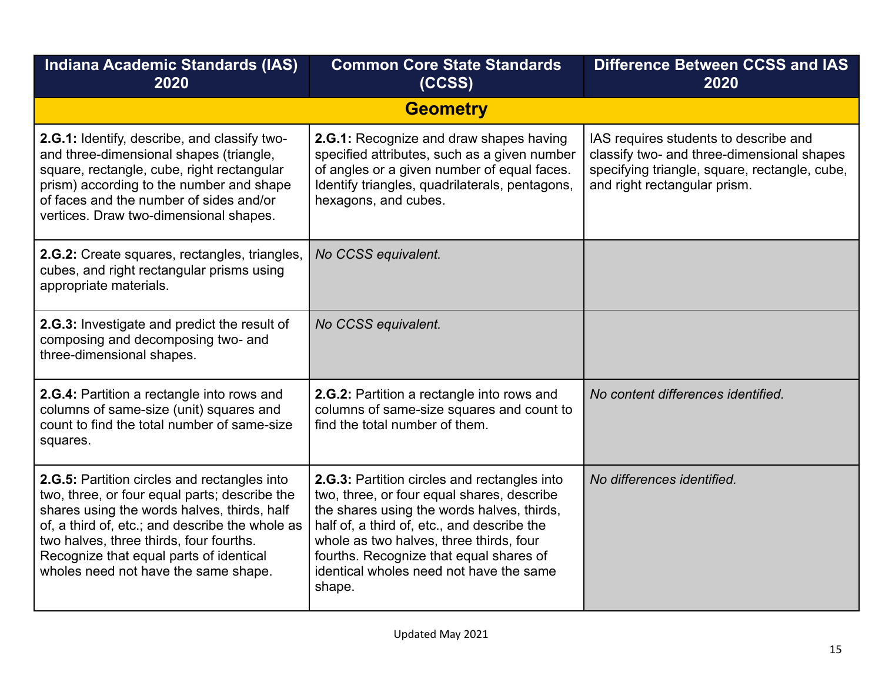| Indiana Academic Standards (IAS) 2020 | Common Core State Standards (CCSS) | Difference Between CCSS and IAS 2020 |
|---|---|---|
| **Geometry** | | |
| **2.G.1:** Identify, describe, and classify two- and three-dimensional shapes (triangle, square, rectangle, cube, right rectangular prism) according to the number and shape of faces and the number of sides and/or vertices. Draw two-dimensional shapes. | **2.G.1:** Recognize and draw shapes having specified attributes, such as a given number of angles or a given number of equal faces. Identify triangles, quadrilaterals, pentagons, hexagons, and cubes. | IAS requires students to describe and classify two- and three-dimensional shapes specifying triangle, square, rectangle, cube, and right rectangular prism. |
| **2.G.2:** Create squares, rectangles, triangles, cubes, and right rectangular prisms using appropriate materials. | *No CCSS equivalent.* | |
| **2.G.3:** Investigate and predict the result of composing and decomposing two- and three-dimensional shapes. | *No CCSS equivalent.* | |
| **2.G.4:** Partition a rectangle into rows and columns of same-size (unit) squares and count to find the total number of same-size squares. | **2.G.2:** Partition a rectangle into rows and columns of same-size squares and count to find the total number of them. | *No content differences identified.* |
| **2.G.5:** Partition circles and rectangles into two, three, or four equal parts; describe the shares using the words halves, thirds, half of, a third of, etc.; and describe the whole as two halves, three thirds, four fourths. Recognize that equal parts of identical wholes need not have the same shape. | **2.G.3:** Partition circles and rectangles into two, three, or four equal shares, describe the shares using the words halves, thirds, half of, a third of, etc., and describe the whole as two halves, three thirds, four fourths. Recognize that equal shares of identical wholes need not have the same shape. | *No differences identified.* |

Updated May 2021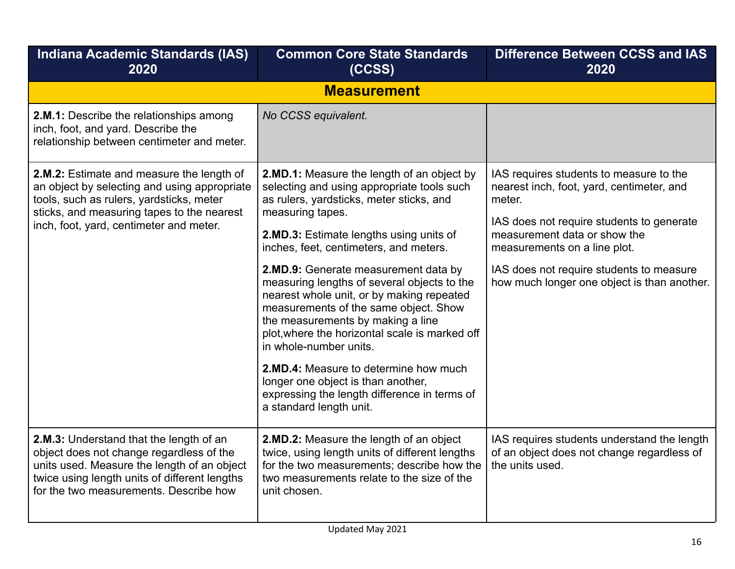| Indiana Academic Standards (IAS) 2020 | Common Core State Standards (CCSS) | Difference Between CCSS and IAS 2020 |
|---|---|---|
| **Measurement** | | |
| **2.M.1:** Describe the relationships among inch, foot, and yard. Describe the relationship between centimeter and meter. | *No CCSS equivalent.* | |
| **2.M.2:** Estimate and measure the length of an object by selecting and using appropriate tools, such as rulers, yardsticks, meter sticks, and measuring tapes to the nearest inch, foot, yard, centimeter and meter. | **2.MD.1:** Measure the length of an object by selecting and using appropriate tools such as rulers, yardsticks, meter sticks, and measuring tapes.<br><br>**2.MD.3:** Estimate lengths using units of inches, feet, centimeters, and meters.<br><br>**2.MD.9:** Generate measurement data by measuring lengths of several objects to the nearest whole unit, or by making repeated measurements of the same object. Show the measurements by making a line plot,where the horizontal scale is marked off in whole-number units.<br><br>**2.MD.4:** Measure to determine how much longer one object is than another, expressing the length difference in terms of a standard length unit. | IAS requires students to measure to the nearest inch, foot, yard, centimeter, and meter.<br><br>IAS does not require students to generate measurement data or show the measurements on a line plot.<br><br>IAS does not require students to measure how much longer one object is than another. |
| **2.M.3:** Understand that the length of an object does not change regardless of the units used. Measure the length of an object twice using length units of different lengths for the two measurements. Describe how | **2.MD.2:** Measure the length of an object twice, using length units of different lengths for the two measurements; describe how the two measurements relate to the size of the unit chosen. | IAS requires students understand the length of an object does not change regardless of the units used. |

Updated May 2021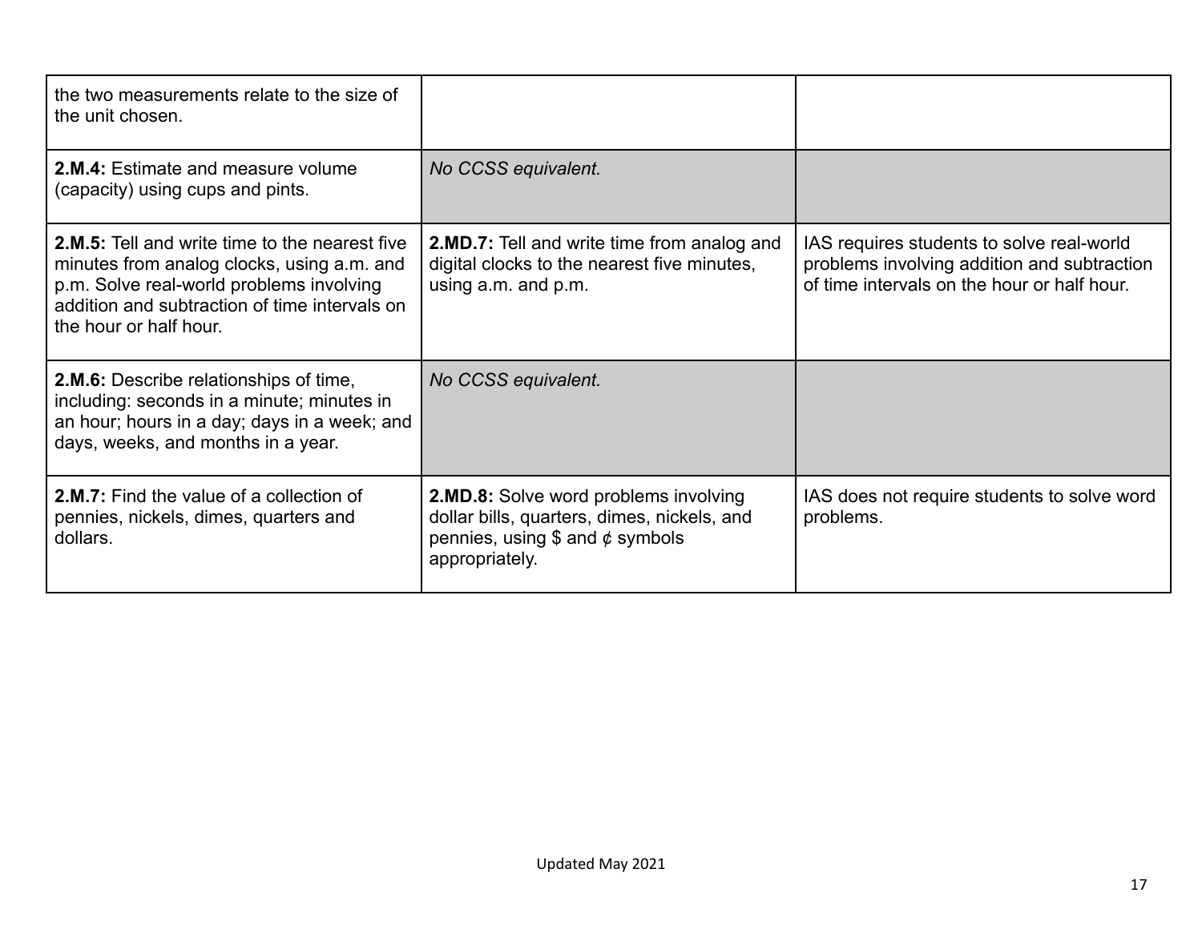| | | |
|---|---|---|
| the two measurements relate to the size of the unit chosen. | | |
| **2.M.4:** Estimate and measure volume (capacity) using cups and pints. | *No CCSS equivalent.* | |
| **2.M.5:** Tell and write time to the nearest five minutes from analog clocks, using a.m. and p.m. Solve real-world problems involving addition and subtraction of time intervals on the hour or half hour. | **2.MD.7:** Tell and write time from analog and digital clocks to the nearest five minutes, using a.m. and p.m. | IAS requires students to solve real-world problems involving addition and subtraction of time intervals on the hour or half hour. |
| **2.M.6:** Describe relationships of time, including: seconds in a minute; minutes in an hour; hours in a day; days in a week; and days, weeks, and months in a year. | *No CCSS equivalent.* | |
| **2.M.7:** Find the value of a collection of pennies, nickels, dimes, quarters and dollars. | **2.MD.8:** Solve word problems involving dollar bills, quarters, dimes, nickels, and pennies, using $ and ¢ symbols appropriately. | IAS does not require students to solve word problems. |

Updated May 2021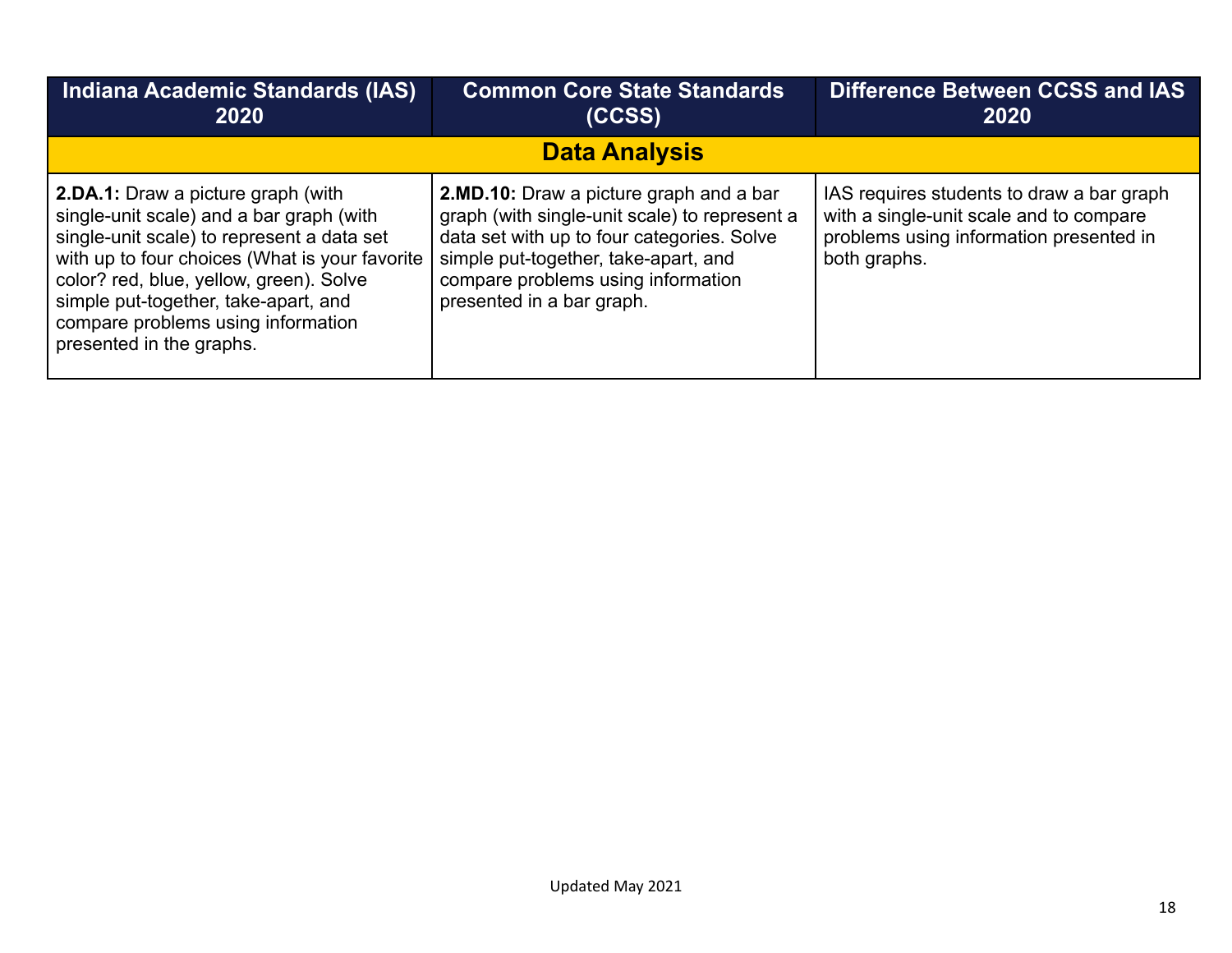| Indiana Academic Standards (IAS) 2020 | Common Core State Standards (CCSS) | Difference Between CCSS and IAS 2020 |
|---|---|---|
| **Data Analysis** | | |
| **2.DA.1:** Draw a picture graph (with single-unit scale) and a bar graph (with single-unit scale) to represent a data set with up to four choices (What is your favorite color? red, blue, yellow, green). Solve simple put-together, take-apart, and compare problems using information presented in the graphs. | **2.MD.10:** Draw a picture graph and a bar graph (with single-unit scale) to represent a data set with up to four categories. Solve simple put-together, take-apart, and compare problems using information presented in a bar graph. | IAS requires students to draw a bar graph with a single-unit scale and to compare problems using information presented in both graphs. |

Updated May 2021